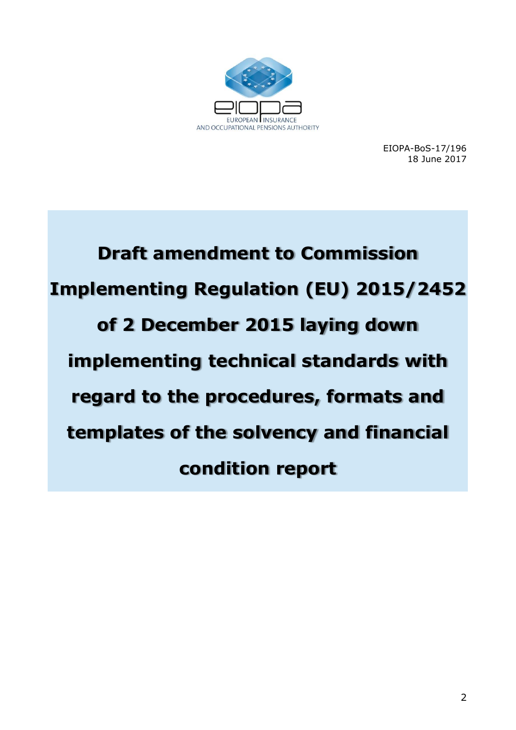EUROPEAN INSURANCE AND OCCUPATIONAL PENSIONS AUTHORITY

EIOPA-BoS-17/196
18 June 2017

# Draft amendment to Commission Implementing Regulation (EU) 2015/2452 of 2 December 2015 laying down implementing technical standards with regard to the procedures, formats and templates of the solvency and financial condition report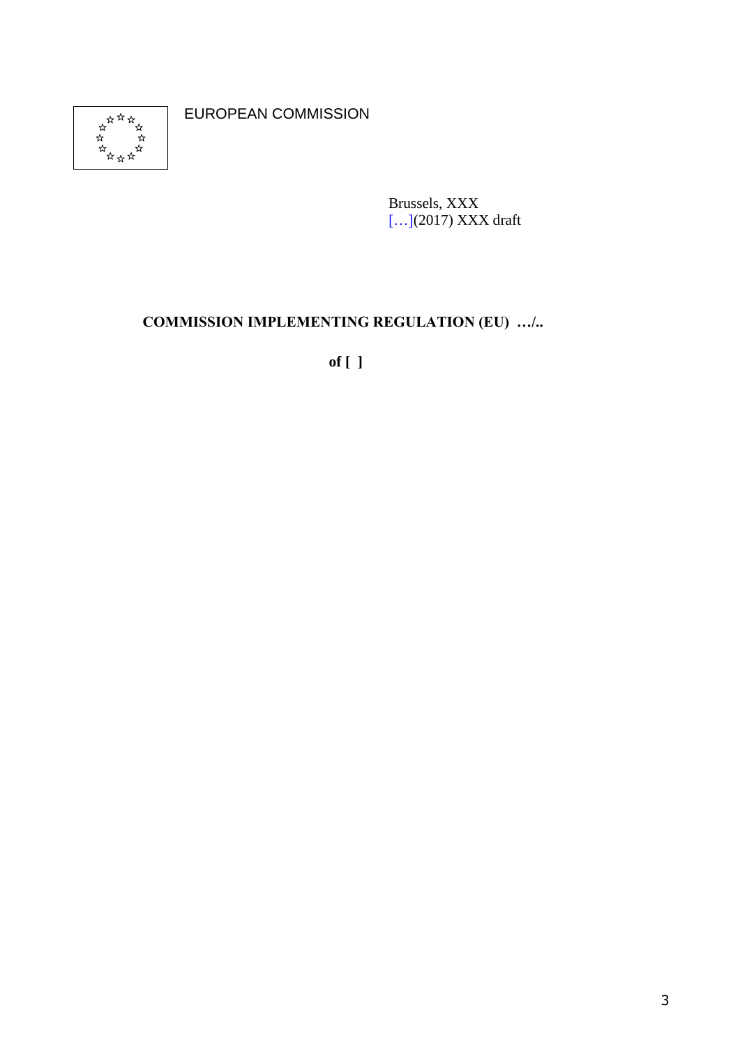EUROPEAN COMMISSION

Brussels, XXX
[…](2017) XXX draft

**COMMISSION IMPLEMENTING REGULATION (EU) …/..**

**of [ ]**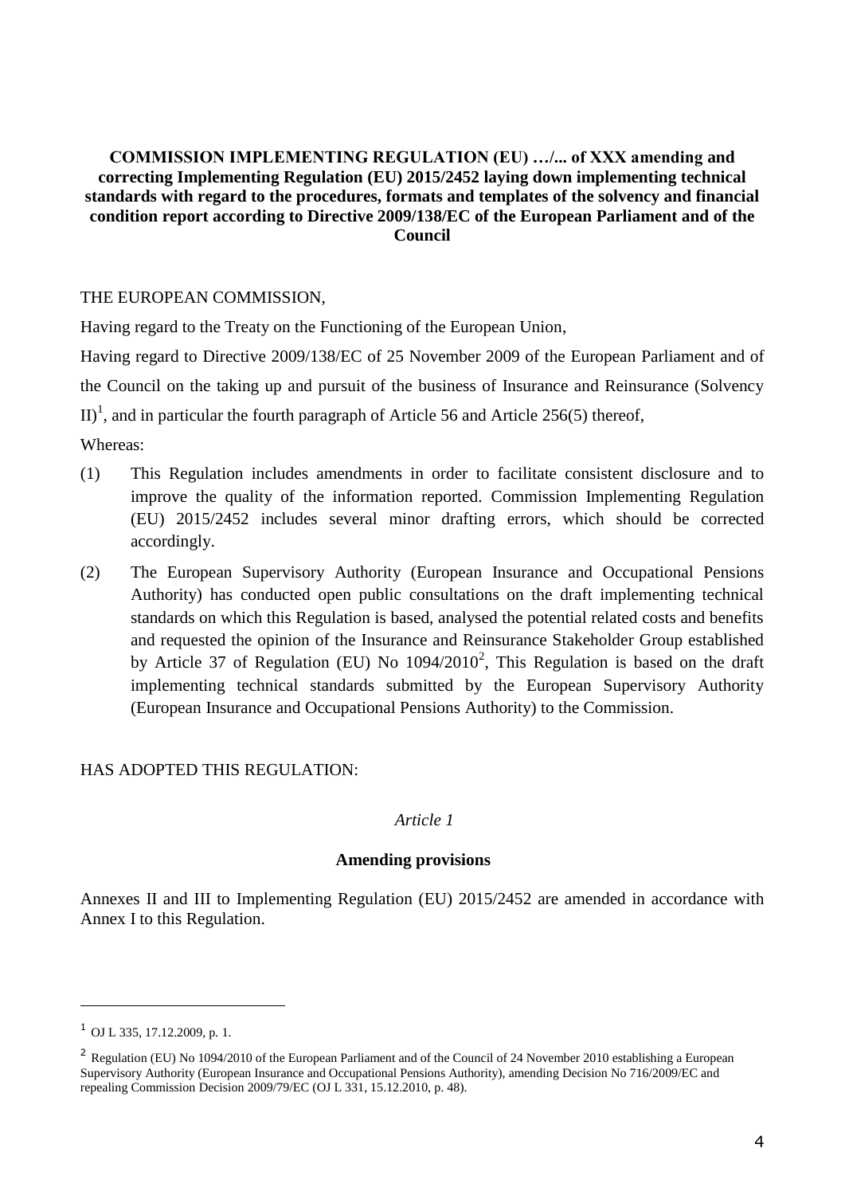**COMMISSION IMPLEMENTING REGULATION (EU) …/... of XXX amending and correcting Implementing Regulation (EU) 2015/2452 laying down implementing technical standards with regard to the procedures, formats and templates of the solvency and financial condition report according to Directive 2009/138/EC of the European Parliament and of the Council**

THE EUROPEAN COMMISSION,

Having regard to the Treaty on the Functioning of the European Union,

Having regard to Directive 2009/138/EC of 25 November 2009 of the European Parliament and of the Council on the taking up and pursuit of the business of Insurance and Reinsurance (Solvency II)[1], and in particular the fourth paragraph of Article 56 and Article 256(5) thereof,

Whereas:

(1) This Regulation includes amendments in order to facilitate consistent disclosure and to improve the quality of the information reported. Commission Implementing Regulation (EU) 2015/2452 includes several minor drafting errors, which should be corrected accordingly.

(2) The European Supervisory Authority (European Insurance and Occupational Pensions Authority) has conducted open public consultations on the draft implementing technical standards on which this Regulation is based, analysed the potential related costs and benefits and requested the opinion of the Insurance and Reinsurance Stakeholder Group established by Article 37 of Regulation (EU) No 1094/2010[2], This Regulation is based on the draft implementing technical standards submitted by the European Supervisory Authority (European Insurance and Occupational Pensions Authority) to the Commission.

HAS ADOPTED THIS REGULATION:

*Article 1*

**Amending provisions**

Annexes II and III to Implementing Regulation (EU) 2015/2452 are amended in accordance with Annex I to this Regulation.

---

[1] OJ L 335, 17.12.2009, p. 1.

[2] Regulation (EU) No 1094/2010 of the European Parliament and of the Council of 24 November 2010 establishing a European Supervisory Authority (European Insurance and Occupational Pensions Authority), amending Decision No 716/2009/EC and repealing Commission Decision 2009/79/EC (OJ L 331, 15.12.2010, p. 48).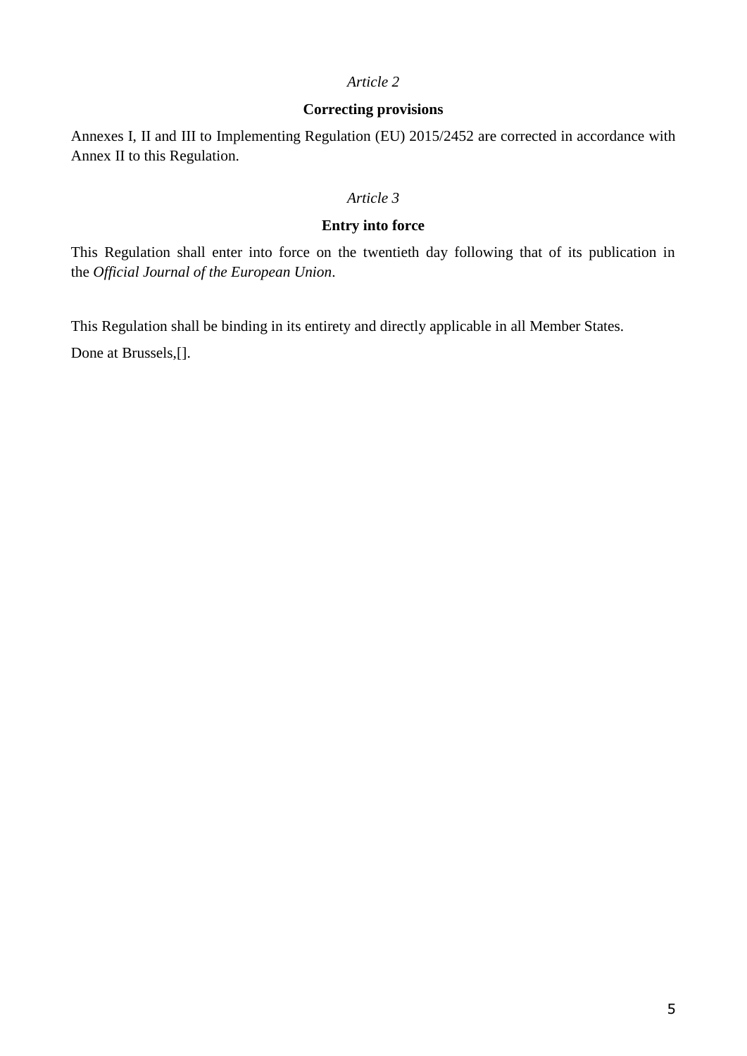*Article 2*

**Correcting provisions**

Annexes I, II and III to Implementing Regulation (EU) 2015/2452 are corrected in accordance with Annex II to this Regulation.

*Article 3*

**Entry into force**

This Regulation shall enter into force on the twentieth day following that of its publication in the *Official Journal of the European Union*.

This Regulation shall be binding in its entirety and directly applicable in all Member States.

Done at Brussels,[].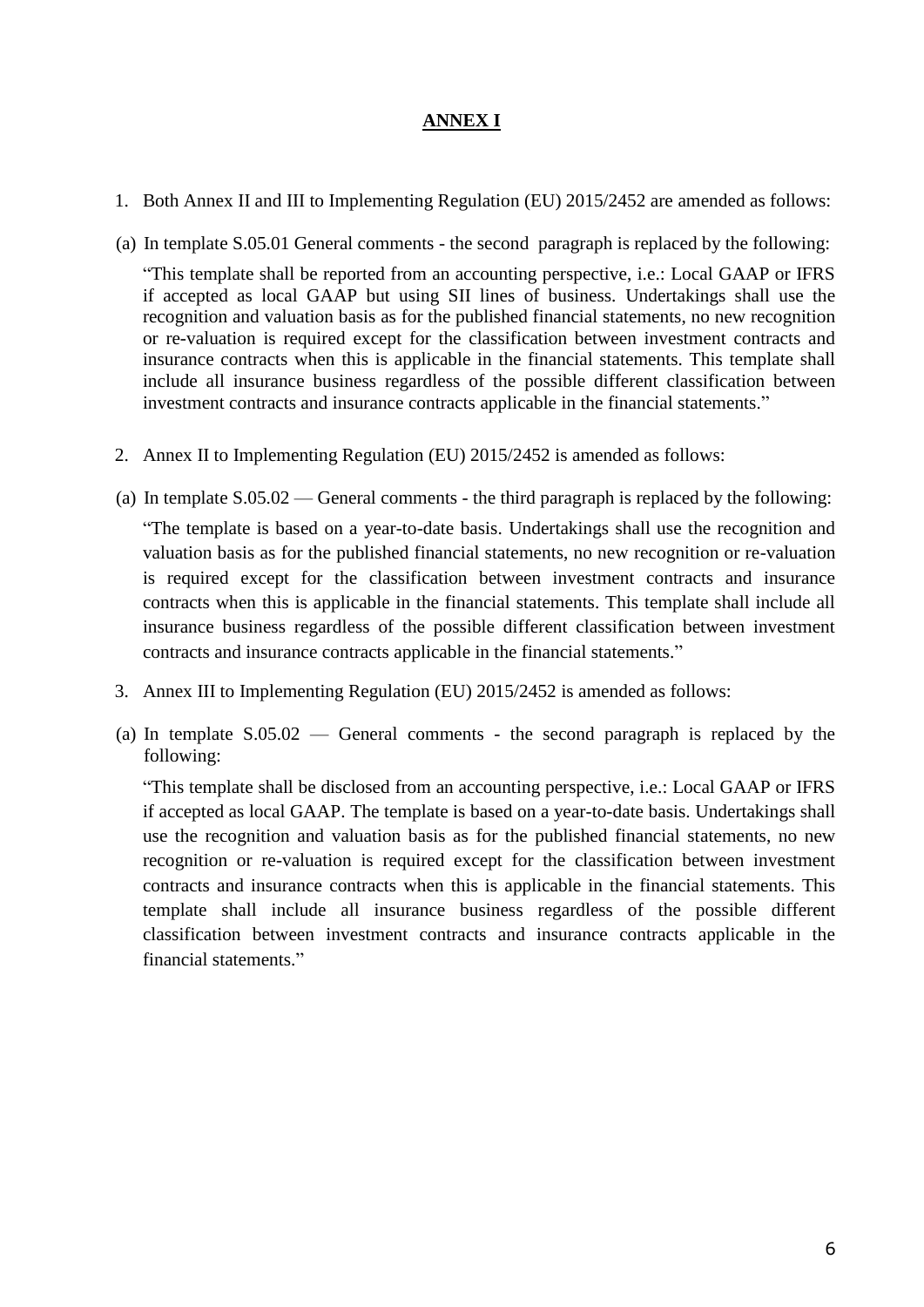# ANNEX I

1. Both Annex II and III to Implementing Regulation (EU) 2015/2452 are amended as follows:

(a) In template S.05.01 General comments - the second paragraph is replaced by the following:

"This template shall be reported from an accounting perspective, i.e.: Local GAAP or IFRS if accepted as local GAAP but using SII lines of business. Undertakings shall use the recognition and valuation basis as for the published financial statements, no new recognition or re-valuation is required except for the classification between investment contracts and insurance contracts when this is applicable in the financial statements. This template shall include all insurance business regardless of the possible different classification between investment contracts and insurance contracts applicable in the financial statements."

2. Annex II to Implementing Regulation (EU) 2015/2452 is amended as follows:

(a) In template S.05.02 — General comments - the third paragraph is replaced by the following:

"The template is based on a year-to-date basis. Undertakings shall use the recognition and valuation basis as for the published financial statements, no new recognition or re-valuation is required except for the classification between investment contracts and insurance contracts when this is applicable in the financial statements. This template shall include all insurance business regardless of the possible different classification between investment contracts and insurance contracts applicable in the financial statements."

3. Annex III to Implementing Regulation (EU) 2015/2452 is amended as follows:

(a) In template S.05.02 — General comments - the second paragraph is replaced by the following:

"This template shall be disclosed from an accounting perspective, i.e.: Local GAAP or IFRS if accepted as local GAAP. The template is based on a year-to-date basis. Undertakings shall use the recognition and valuation basis as for the published financial statements, no new recognition or re-valuation is required except for the classification between investment contracts and insurance contracts when this is applicable in the financial statements. This template shall include all insurance business regardless of the possible different classification between investment contracts and insurance contracts applicable in the financial statements."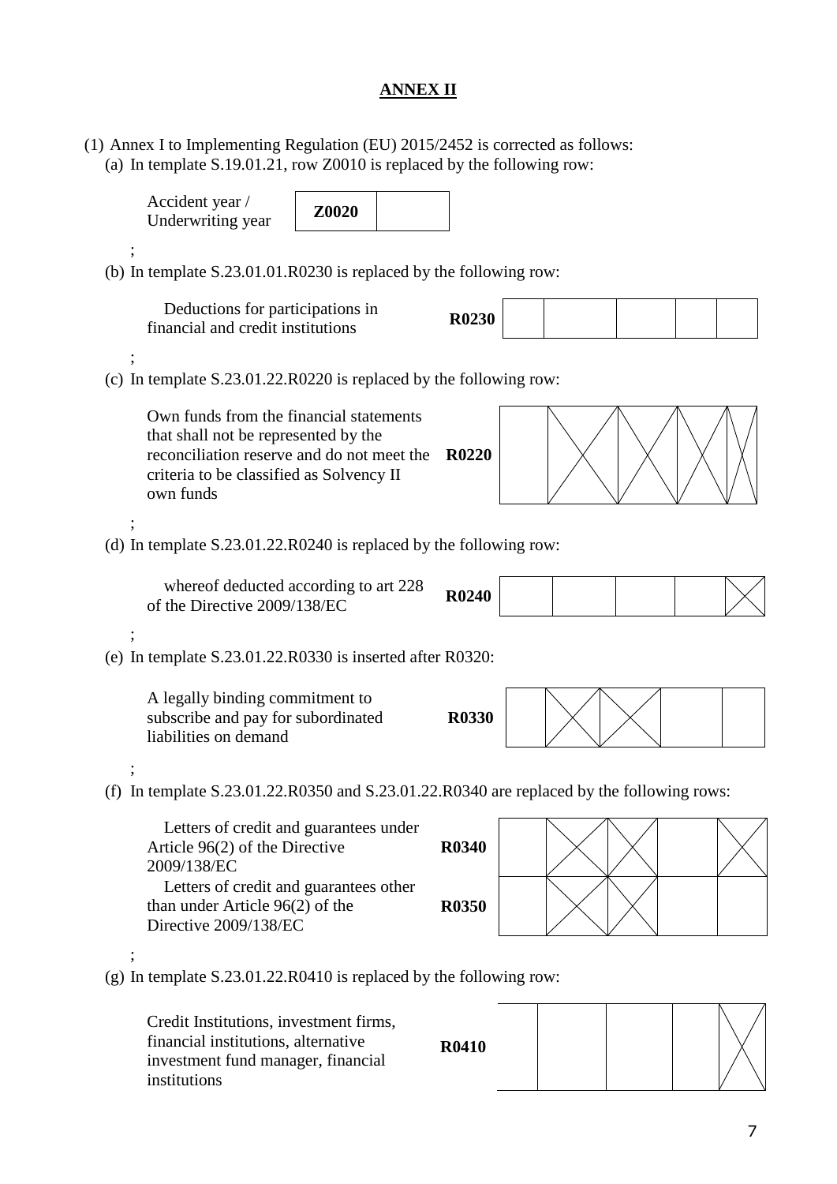## ANNEX II

(1) Annex I to Implementing Regulation (EU) 2015/2452 is corrected as follows:

(a) In template S.19.01.21, row Z0010 is replaced by the following row:

| Accident year / Underwriting year | Z0020 | |
|---|---|---|

;

(b) In template S.23.01.01.R0230 is replaced by the following row:

| Deductions for participations in financial and credit institutions | R0230 | | | | | |
|---|---|---|---|---|---|---|

;

(c) In template S.23.01.22.R0220 is replaced by the following row:

| Own funds from the financial statements that shall not be represented by the reconciliation reserve and do not meet the criteria to be classified as Solvency II own funds | R0220 | | X | X | X | X |
|---|---|---|---|---|---|---|

;

(d) In template S.23.01.22.R0240 is replaced by the following row:

| whereof deducted according to art 228 of the Directive 2009/138/EC | R0240 | | | | | X |
|---|---|---|---|---|---|---|

;

(e) In template S.23.01.22.R0330 is inserted after R0320:

| A legally binding commitment to subscribe and pay for subordinated liabilities on demand | R0330 | | X | X | | |
|---|---|---|---|---|---|---|

;

(f) In template S.23.01.22.R0350 and S.23.01.22.R0340 are replaced by the following rows:

| | | | | | | |
|---|---|---|---|---|---|---|
| Letters of credit and guarantees under Article 96(2) of the Directive 2009/138/EC | R0340 | | X | X | | X |
| Letters of credit and guarantees other than under Article 96(2) of the Directive 2009/138/EC | R0350 | | X | X | | |

;

(g) In template S.23.01.22.R0410 is replaced by the following row:

| Credit Institutions, investment firms, financial institutions, alternative investment fund manager, financial institutions | R0410 | | | | | X |
|---|---|---|---|---|---|---|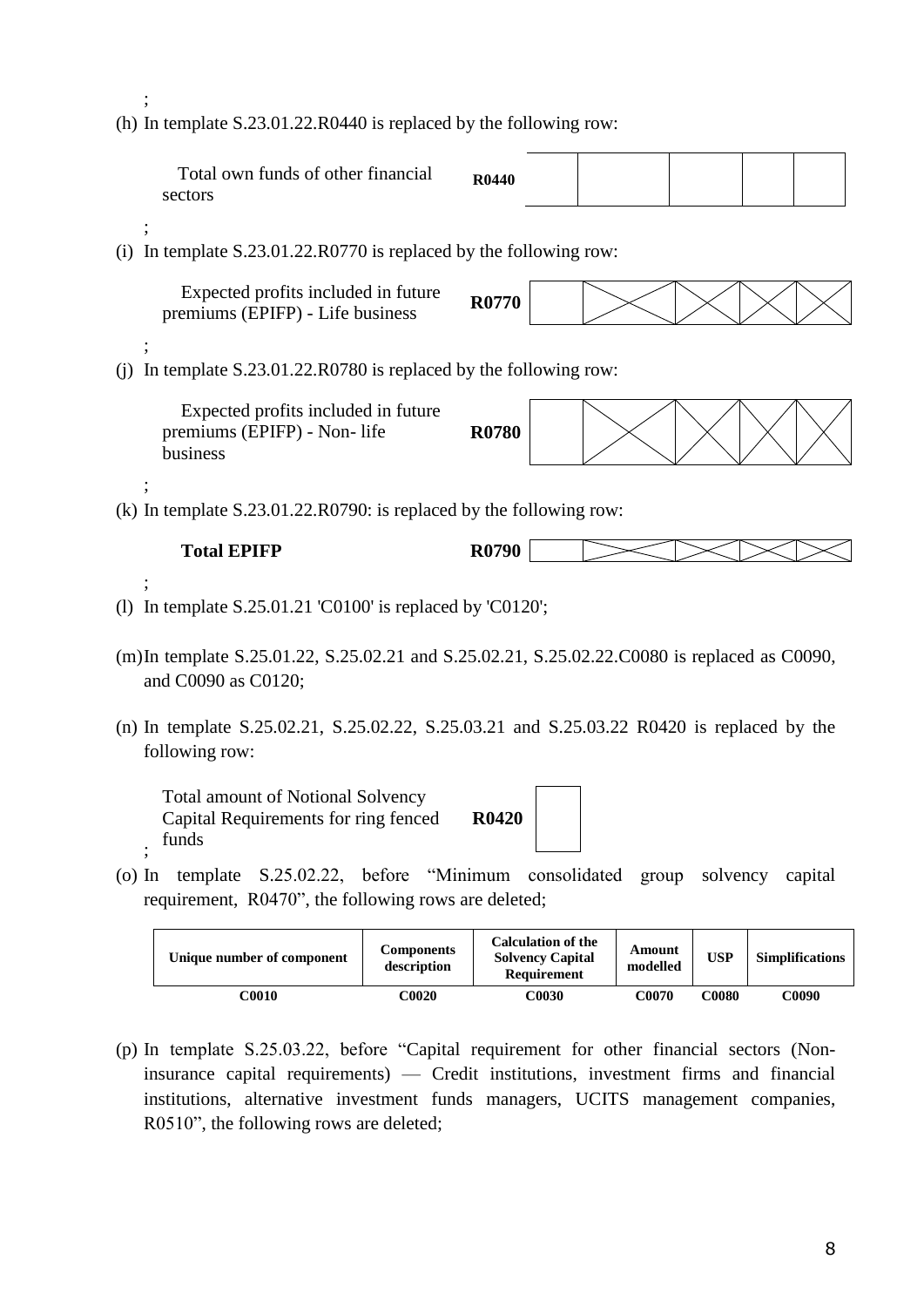;

(h) In template S.23.01.22.R0440 is replaced by the following row:

| | | | | | | |
|---|---|---|---|---|---|---|
| Total own funds of other financial sectors | R0440 | | | | | |

;

(i) In template S.23.01.22.R0770 is replaced by the following row:

| | | | | | | |
|---|---|---|---|---|---|---|
| Expected profits included in future premiums (EPIFP) - Life business | R0770 | | | | | |

;

(j) In template S.23.01.22.R0780 is replaced by the following row:

| | | | | | | |
|---|---|---|---|---|---|---|
| Expected profits included in future premiums (EPIFP) - Non- life business | R0780 | | | | | |

;

(k) In template S.23.01.22.R0790: is replaced by the following row:

| | | | | | | |
|---|---|---|---|---|---|---|
| **Total EPIFP** | **R0790** | | | | | |

;

(l) In template S.25.01.21 'C0100' is replaced by 'C0120';

(m) In template S.25.01.22, S.25.02.21 and S.25.02.21, S.25.02.22.C0080 is replaced as C0090, and C0090 as C0120;

(n) In template S.25.02.21, S.25.02.22, S.25.03.21 and S.25.03.22 R0420 is replaced by the following row:

| | | |
|---|---|---|
| Total amount of Notional Solvency Capital Requirements for ring fenced funds | R0420 | |

;

(o) In template S.25.02.22, before "Minimum consolidated group solvency capital requirement, R0470", the following rows are deleted;

| Unique number of component | Components description | Calculation of the Solvency Capital Requirement | Amount modelled | USP | Simplifications |
|---|---|---|---|---|---|
| C0010 | C0020 | C0030 | C0070 | C0080 | C0090 |

(p) In template S.25.03.22, before "Capital requirement for other financial sectors (Non-insurance capital requirements) — Credit institutions, investment firms and financial institutions, alternative investment funds managers, UCITS management companies, R0510", the following rows are deleted;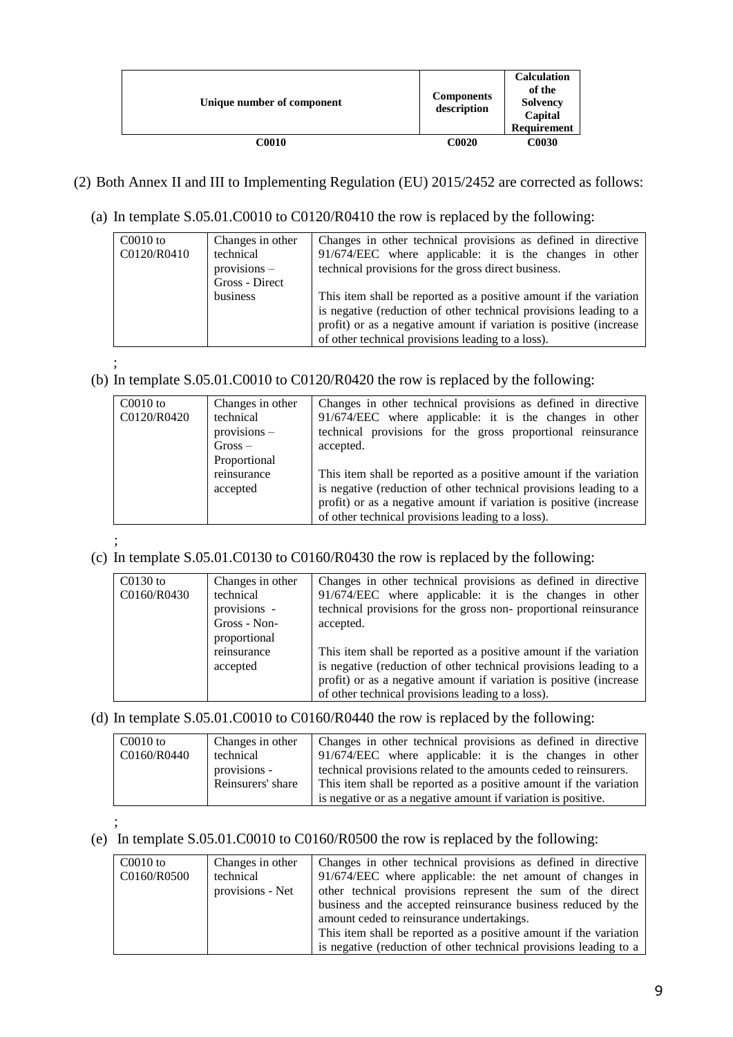| Unique number of component | Components description | Calculation of the Solvency Capital Requirement |
|---|---|---|
| C0010 | C0020 | C0030 |

(2) Both Annex II and III to Implementing Regulation (EU) 2015/2452 are corrected as follows:

(a) In template S.05.01.C0010 to C0120/R0410 the row is replaced by the following:

| | | |
|---|---|---|
| C0010 to C0120/R0410 | Changes in other technical provisions – Gross - Direct business | Changes in other technical provisions as defined in directive 91/674/EEC where applicable: it is the changes in other technical provisions for the gross direct business.<br><br>This item shall be reported as a positive amount if the variation is negative (reduction of other technical provisions leading to a profit) or as a negative amount if variation is positive (increase of other technical provisions leading to a loss). |

;

(b) In template S.05.01.C0010 to C0120/R0420 the row is replaced by the following:

| | | |
|---|---|---|
| C0010 to C0120/R0420 | Changes in other technical provisions – Gross – Proportional reinsurance accepted | Changes in other technical provisions as defined in directive 91/674/EEC where applicable: it is the changes in other technical provisions for the gross proportional reinsurance accepted.<br><br>This item shall be reported as a positive amount if the variation is negative (reduction of other technical provisions leading to a profit) or as a negative amount if variation is positive (increase of other technical provisions leading to a loss). |

;

(c) In template S.05.01.C0130 to C0160/R0430 the row is replaced by the following:

| | | |
|---|---|---|
| C0130 to C0160/R0430 | Changes in other technical provisions - Gross - Non-proportional reinsurance accepted | Changes in other technical provisions as defined in directive 91/674/EEC where applicable: it is the changes in other technical provisions for the gross non- proportional reinsurance accepted.<br><br>This item shall be reported as a positive amount if the variation is negative (reduction of other technical provisions leading to a profit) or as a negative amount if variation is positive (increase of other technical provisions leading to a loss). |

(d) In template S.05.01.C0010 to C0160/R0440 the row is replaced by the following:

| | | |
|---|---|---|
| C0010 to C0160/R0440 | Changes in other technical provisions - Reinsurers' share | Changes in other technical provisions as defined in directive 91/674/EEC where applicable: it is the changes in other technical provisions related to the amounts ceded to reinsurers.<br>This item shall be reported as a positive amount if the variation is negative or as a negative amount if variation is positive. |

;

(e) In template S.05.01.C0010 to C0160/R0500 the row is replaced by the following:

| | | |
|---|---|---|
| C0010 to C0160/R0500 | Changes in other technical provisions - Net | Changes in other technical provisions as defined in directive 91/674/EEC where applicable: the net amount of changes in other technical provisions represent the sum of the direct business and the accepted reinsurance business reduced by the amount ceded to reinsurance undertakings.<br>This item shall be reported as a positive amount if the variation is negative (reduction of other technical provisions leading to a |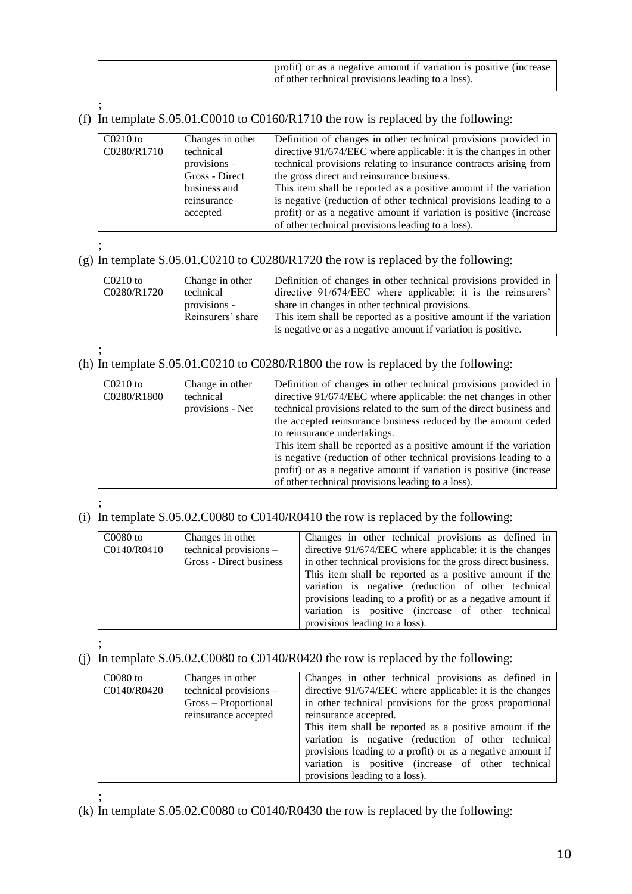| | | profit) or as a negative amount if variation is positive (increase of other technical provisions leading to a loss). |
|---|---|---|

;

(f) In template S.05.01.C0010 to C0160/R1710 the row is replaced by the following:

| C0210 to C0280/R1710 | Changes in other technical provisions – Gross - Direct business and reinsurance accepted | Definition of changes in other technical provisions provided in directive 91/674/EEC where applicable: it is the changes in other technical provisions relating to insurance contracts arising from the gross direct and reinsurance business.<br>This item shall be reported as a positive amount if the variation is negative (reduction of other technical provisions leading to a profit) or as a negative amount if variation is positive (increase of other technical provisions leading to a loss). |
|---|---|---|

;

(g) In template S.05.01.C0210 to C0280/R1720 the row is replaced by the following:

| C0210 to C0280/R1720 | Change in other technical provisions - Reinsurers' share | Definition of changes in other technical provisions provided in directive 91/674/EEC where applicable: it is the reinsurers' share in changes in other technical provisions.<br>This item shall be reported as a positive amount if the variation is negative or as a negative amount if variation is positive. |
|---|---|---|

;

(h) In template S.05.01.C0210 to C0280/R1800 the row is replaced by the following:

| C0210 to C0280/R1800 | Change in other technical provisions - Net | Definition of changes in other technical provisions provided in directive 91/674/EEC where applicable: the net changes in other technical provisions related to the sum of the direct business and the accepted reinsurance business reduced by the amount ceded to reinsurance undertakings.<br>This item shall be reported as a positive amount if the variation is negative (reduction of other technical provisions leading to a profit) or as a negative amount if variation is positive (increase of other technical provisions leading to a loss). |
|---|---|---|

;

(i) In template S.05.02.C0080 to C0140/R0410 the row is replaced by the following:

| C0080 to C0140/R0410 | Changes in other technical provisions – Gross - Direct business | Changes in other technical provisions as defined in directive 91/674/EEC where applicable: it is the changes in other technical provisions for the gross direct business.<br>This item shall be reported as a positive amount if the variation is negative (reduction of other technical provisions leading to a profit) or as a negative amount if variation is positive (increase of other technical provisions leading to a loss). |
|---|---|---|

;

(j) In template S.05.02.C0080 to C0140/R0420 the row is replaced by the following:

| C0080 to C0140/R0420 | Changes in other technical provisions – Gross – Proportional reinsurance accepted | Changes in other technical provisions as defined in directive 91/674/EEC where applicable: it is the changes in other technical provisions for the gross proportional reinsurance accepted.<br>This item shall be reported as a positive amount if the variation is negative (reduction of other technical provisions leading to a profit) or as a negative amount if variation is positive (increase of other technical provisions leading to a loss). |
|---|---|---|

;

(k) In template S.05.02.C0080 to C0140/R0430 the row is replaced by the following: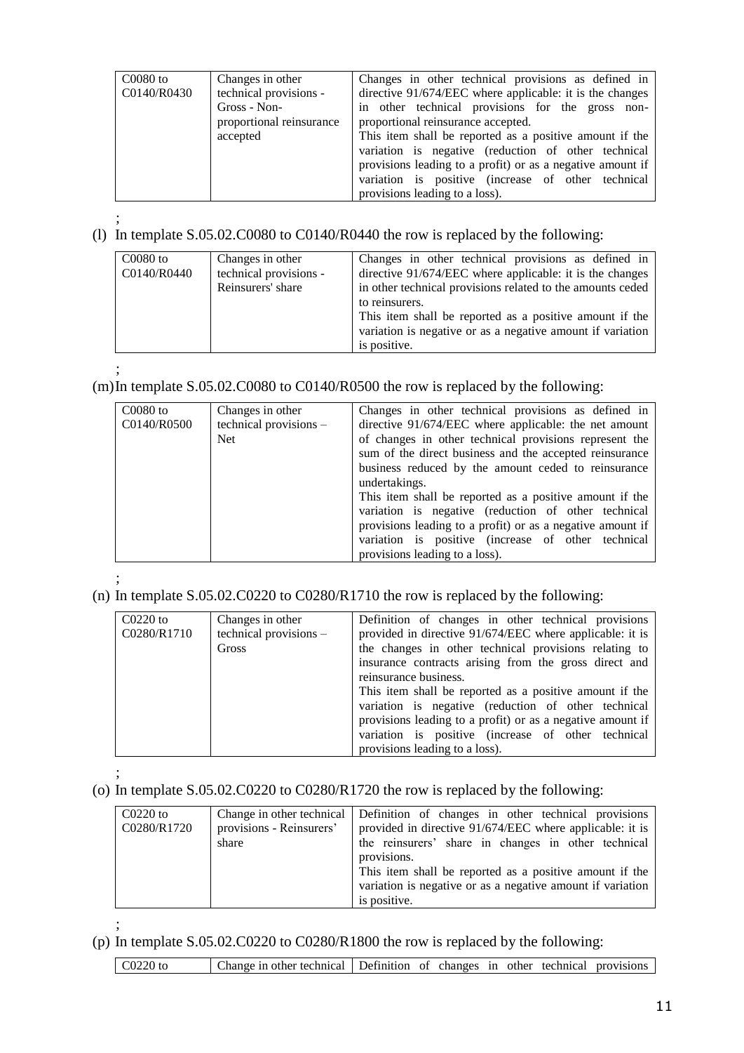| C0080 to C0140/R0430 | Changes in other technical provisions - Gross - Non-proportional reinsurance accepted | Changes in other technical provisions as defined in directive 91/674/EEC where applicable: it is the changes in other technical provisions for the gross non-proportional reinsurance accepted.<br>This item shall be reported as a positive amount if the variation is negative (reduction of other technical provisions leading to a profit) or as a negative amount if variation is positive (increase of other technical provisions leading to a loss). |
|---|---|---|

;

(l) In template S.05.02.C0080 to C0140/R0440 the row is replaced by the following:

| C0080 to C0140/R0440 | Changes in other technical provisions - Reinsurers' share | Changes in other technical provisions as defined in directive 91/674/EEC where applicable: it is the changes in other technical provisions related to the amounts ceded to reinsurers.<br>This item shall be reported as a positive amount if the variation is negative or as a negative amount if variation is positive. |
|---|---|---|

;

(m) In template S.05.02.C0080 to C0140/R0500 the row is replaced by the following:

| C0080 to C0140/R0500 | Changes in other technical provisions – Net | Changes in other technical provisions as defined in directive 91/674/EEC where applicable: the net amount of changes in other technical provisions represent the sum of the direct business and the accepted reinsurance business reduced by the amount ceded to reinsurance undertakings.<br>This item shall be reported as a positive amount if the variation is negative (reduction of other technical provisions leading to a profit) or as a negative amount if variation is positive (increase of other technical provisions leading to a loss). |
|---|---|---|

;

(n) In template S.05.02.C0220 to C0280/R1710 the row is replaced by the following:

| C0220 to C0280/R1710 | Changes in other technical provisions – Gross | Definition of changes in other technical provisions provided in directive 91/674/EEC where applicable: it is the changes in other technical provisions relating to insurance contracts arising from the gross direct and reinsurance business.<br>This item shall be reported as a positive amount if the variation is negative (reduction of other technical provisions leading to a profit) or as a negative amount if variation is positive (increase of other technical provisions leading to a loss). |
|---|---|---|

;

(o) In template S.05.02.C0220 to C0280/R1720 the row is replaced by the following:

| C0220 to C0280/R1720 | Change in other technical provisions - Reinsurers' share | Definition of changes in other technical provisions provided in directive 91/674/EEC where applicable: it is the reinsurers' share in changes in other technical provisions.<br>This item shall be reported as a positive amount if the variation is negative or as a negative amount if variation is positive. |
|---|---|---|

;

(p) In template S.05.02.C0220 to C0280/R1800 the row is replaced by the following:

| C0220 to | Change in other technical | Definition of changes in other technical provisions |
|---|---|---|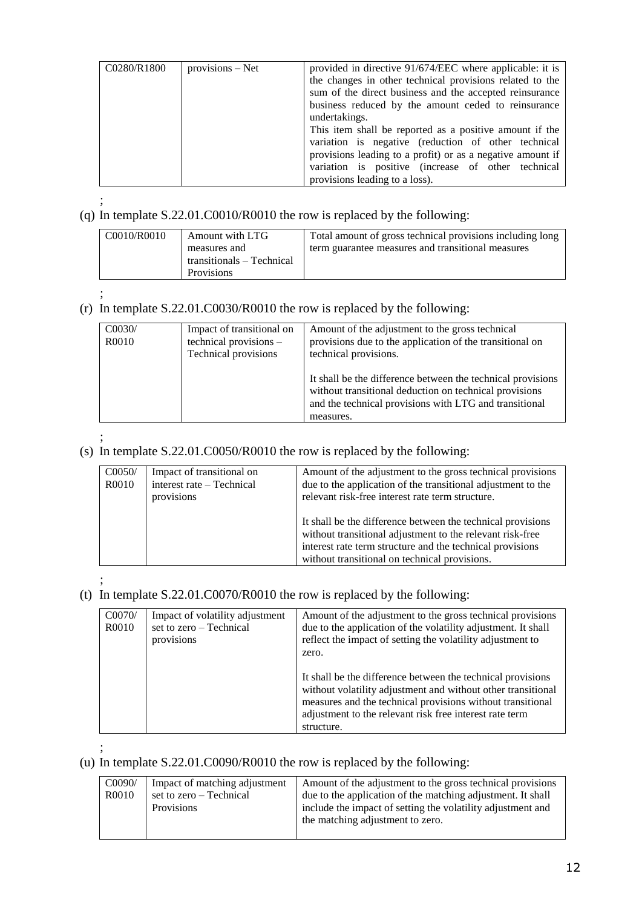| C0280/R1800 | provisions – Net | provided in directive 91/674/EEC where applicable: it is the changes in other technical provisions related to the sum of the direct business and the accepted reinsurance business reduced by the amount ceded to reinsurance undertakings. This item shall be reported as a positive amount if the variation is negative (reduction of other technical provisions leading to a profit) or as a negative amount if variation is positive (increase of other technical provisions leading to a loss). |
|---|---|---|

;

(q) In template S.22.01.C0010/R0010 the row is replaced by the following:

| C0010/R0010 | Amount with LTG measures and transitionals – Technical Provisions | Total amount of gross technical provisions including long term guarantee measures and transitional measures |
|---|---|---|

;

(r) In template S.22.01.C0030/R0010 the row is replaced by the following:

| C0030/ R0010 | Impact of transitional on technical provisions – Technical provisions | Amount of the adjustment to the gross technical provisions due to the application of the transitional on technical provisions.<br><br>It shall be the difference between the technical provisions without transitional deduction on technical provisions and the technical provisions with LTG and transitional measures. |
|---|---|---|

;

(s) In template S.22.01.C0050/R0010 the row is replaced by the following:

| C0050/ R0010 | Impact of transitional on interest rate – Technical provisions | Amount of the adjustment to the gross technical provisions due to the application of the transitional adjustment to the relevant risk-free interest rate term structure.<br><br>It shall be the difference between the technical provisions without transitional adjustment to the relevant risk-free interest rate term structure and the technical provisions without transitional on technical provisions. |
|---|---|---|

;

(t) In template S.22.01.C0070/R0010 the row is replaced by the following:

| C0070/ R0010 | Impact of volatility adjustment set to zero – Technical provisions | Amount of the adjustment to the gross technical provisions due to the application of the volatility adjustment. It shall reflect the impact of setting the volatility adjustment to zero.<br><br>It shall be the difference between the technical provisions without volatility adjustment and without other transitional measures and the technical provisions without transitional adjustment to the relevant risk free interest rate term structure. |
|---|---|---|

;

(u) In template S.22.01.C0090/R0010 the row is replaced by the following:

| C0090/ R0010 | Impact of matching adjustment set to zero – Technical Provisions | Amount of the adjustment to the gross technical provisions due to the application of the matching adjustment. It shall include the impact of setting the volatility adjustment and the matching adjustment to zero. |
|---|---|---|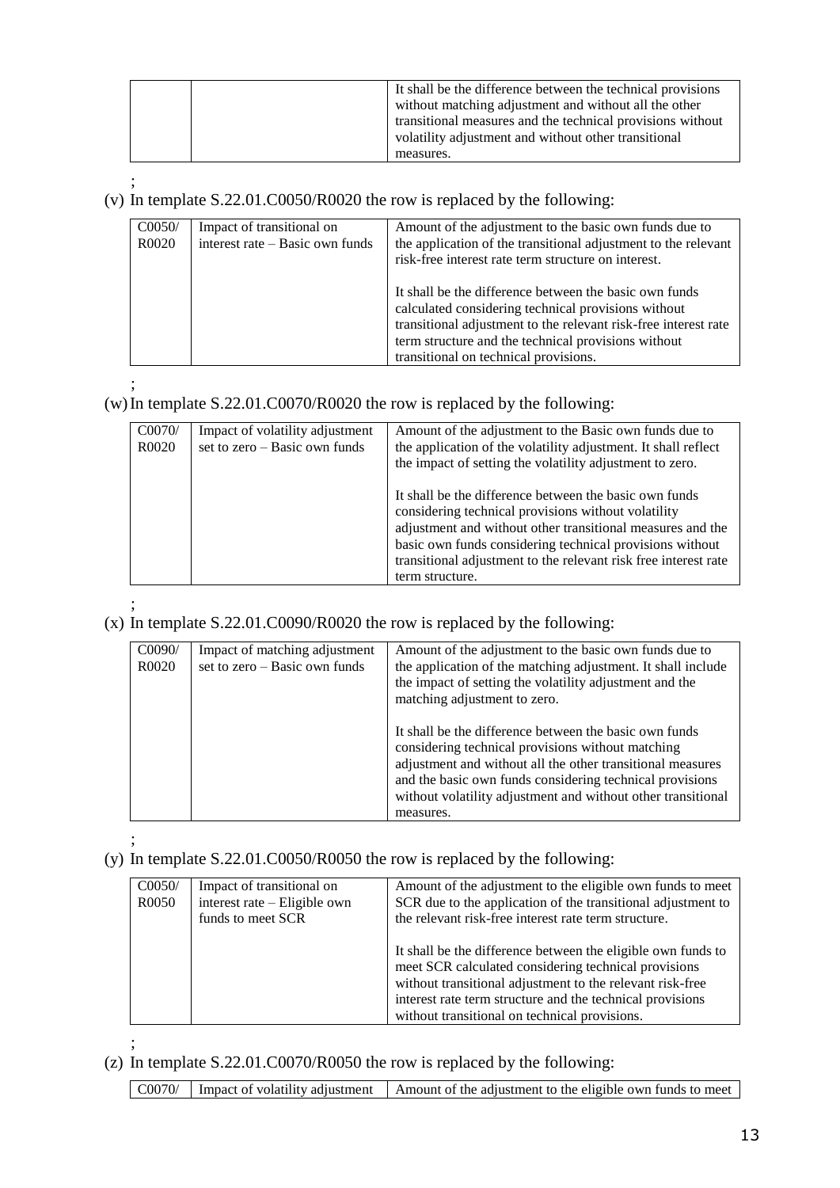| | | It shall be the difference between the technical provisions without matching adjustment and without all the other transitional measures and the technical provisions without volatility adjustment and without other transitional measures. |
|---|---|---|

;

(v) In template S.22.01.C0050/R0020 the row is replaced by the following:

| C0050/ R0020 | Impact of transitional on interest rate – Basic own funds | Amount of the adjustment to the basic own funds due to the application of the transitional adjustment to the relevant risk-free interest rate term structure on interest. <br><br> It shall be the difference between the basic own funds calculated considering technical provisions without transitional adjustment to the relevant risk-free interest rate term structure and the technical provisions without transitional on technical provisions. |
|---|---|---|

;

(w) In template S.22.01.C0070/R0020 the row is replaced by the following:

| C0070/ R0020 | Impact of volatility adjustment set to zero – Basic own funds | Amount of the adjustment to the Basic own funds due to the application of the volatility adjustment. It shall reflect the impact of setting the volatility adjustment to zero. <br><br> It shall be the difference between the basic own funds considering technical provisions without volatility adjustment and without other transitional measures and the basic own funds considering technical provisions without transitional adjustment to the relevant risk free interest rate term structure. |
|---|---|---|

;

(x) In template S.22.01.C0090/R0020 the row is replaced by the following:

| C0090/ R0020 | Impact of matching adjustment set to zero – Basic own funds | Amount of the adjustment to the basic own funds due to the application of the matching adjustment. It shall include the impact of setting the volatility adjustment and the matching adjustment to zero. <br><br> It shall be the difference between the basic own funds considering technical provisions without matching adjustment and without all the other transitional measures and the basic own funds considering technical provisions without volatility adjustment and without other transitional measures. |
|---|---|---|

;

(y) In template S.22.01.C0050/R0050 the row is replaced by the following:

| C0050/ R0050 | Impact of transitional on interest rate – Eligible own funds to meet SCR | Amount of the adjustment to the eligible own funds to meet SCR due to the application of the transitional adjustment to the relevant risk-free interest rate term structure. <br><br> It shall be the difference between the eligible own funds to meet SCR calculated considering technical provisions without transitional adjustment to the relevant risk-free interest rate term structure and the technical provisions without transitional on technical provisions. |
|---|---|---|

;

(z) In template S.22.01.C0070/R0050 the row is replaced by the following:

| C0070/ | Impact of volatility adjustment | Amount of the adjustment to the eligible own funds to meet |
|---|---|---|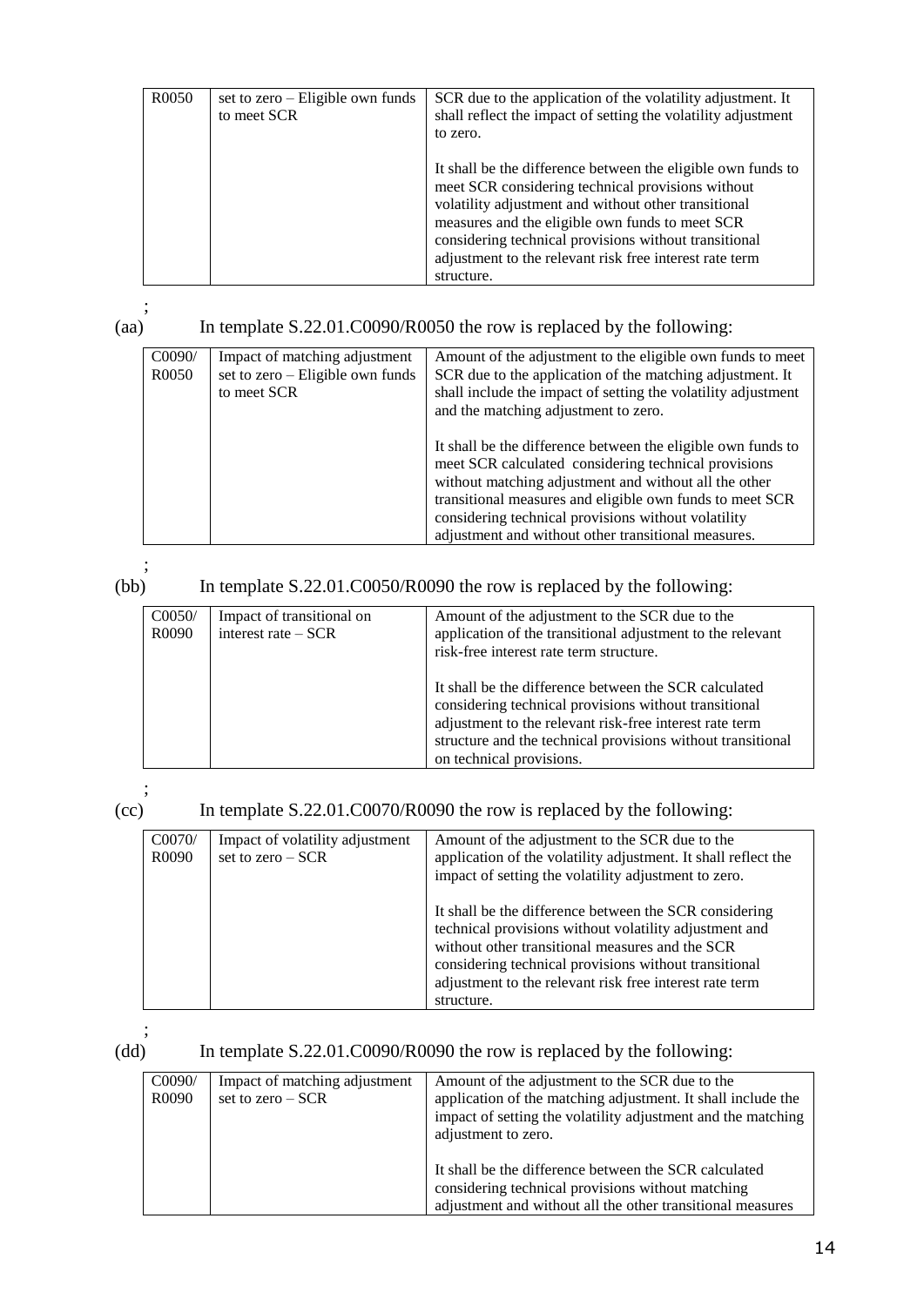| | | |
|---|---|---|
| R0050 | set to zero – Eligible own funds to meet SCR | SCR due to the application of the volatility adjustment. It shall reflect the impact of setting the volatility adjustment to zero.<br><br>It shall be the difference between the eligible own funds to meet SCR considering technical provisions without volatility adjustment and without other transitional measures and the eligible own funds to meet SCR considering technical provisions without transitional adjustment to the relevant risk free interest rate term structure. |

;

(aa) In template S.22.01.C0090/R0050 the row is replaced by the following:

| | | |
|---|---|---|
| C0090/ R0050 | Impact of matching adjustment set to zero – Eligible own funds to meet SCR | Amount of the adjustment to the eligible own funds to meet SCR due to the application of the matching adjustment. It shall include the impact of setting the volatility adjustment and the matching adjustment to zero.<br><br>It shall be the difference between the eligible own funds to meet SCR calculated considering technical provisions without matching adjustment and without all the other transitional measures and eligible own funds to meet SCR considering technical provisions without volatility adjustment and without other transitional measures. |

;

(bb) In template S.22.01.C0050/R0090 the row is replaced by the following:

| | | |
|---|---|---|
| C0050/ R0090 | Impact of transitional on interest rate – SCR | Amount of the adjustment to the SCR due to the application of the transitional adjustment to the relevant risk-free interest rate term structure.<br><br>It shall be the difference between the SCR calculated considering technical provisions without transitional adjustment to the relevant risk-free interest rate term structure and the technical provisions without transitional on technical provisions. |

;

(cc) In template S.22.01.C0070/R0090 the row is replaced by the following:

| | | |
|---|---|---|
| C0070/ R0090 | Impact of volatility adjustment set to zero – SCR | Amount of the adjustment to the SCR due to the application of the volatility adjustment. It shall reflect the impact of setting the volatility adjustment to zero.<br><br>It shall be the difference between the SCR considering technical provisions without volatility adjustment and without other transitional measures and the SCR considering technical provisions without transitional adjustment to the relevant risk free interest rate term structure. |

;

(dd) In template S.22.01.C0090/R0090 the row is replaced by the following:

| | | |
|---|---|---|
| C0090/ R0090 | Impact of matching adjustment set to zero – SCR | Amount of the adjustment to the SCR due to the application of the matching adjustment. It shall include the impact of setting the volatility adjustment and the matching adjustment to zero.<br><br>It shall be the difference between the SCR calculated considering technical provisions without matching adjustment and without all the other transitional measures |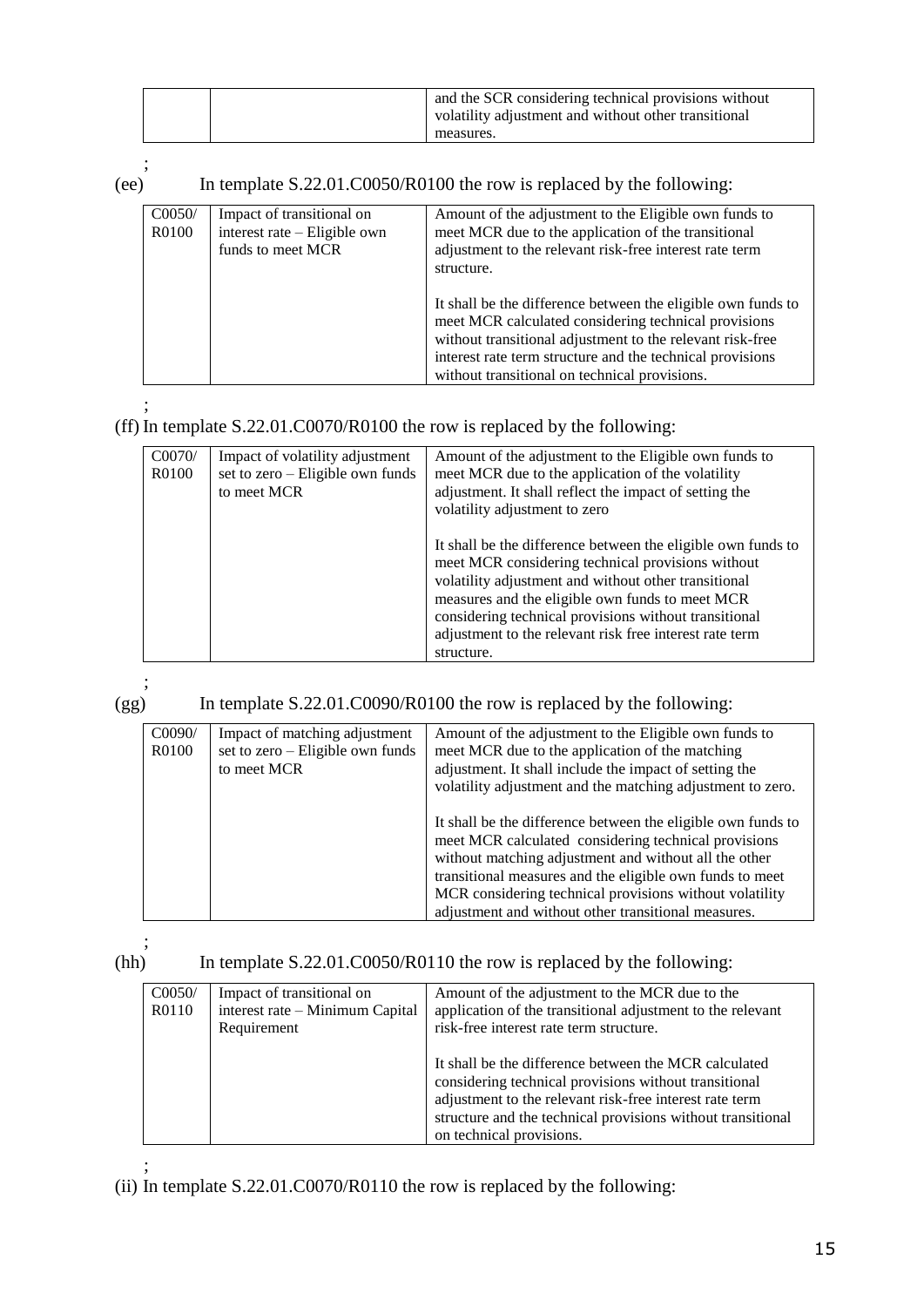| | | and the SCR considering technical provisions without volatility adjustment and without other transitional measures. |
|---|---|---|

;

(ee) In template S.22.01.C0050/R0100 the row is replaced by the following:

| C0050/ R0100 | Impact of transitional on interest rate – Eligible own funds to meet MCR | Amount of the adjustment to the Eligible own funds to meet MCR due to the application of the transitional adjustment to the relevant risk-free interest rate term structure. It shall be the difference between the eligible own funds to meet MCR calculated considering technical provisions without transitional adjustment to the relevant risk-free interest rate term structure and the technical provisions without transitional on technical provisions. |
|---|---|---|

;

(ff) In template S.22.01.C0070/R0100 the row is replaced by the following:

| C0070/ R0100 | Impact of volatility adjustment set to zero – Eligible own funds to meet MCR | Amount of the adjustment to the Eligible own funds to meet MCR due to the application of the volatility adjustment. It shall reflect the impact of setting the volatility adjustment to zero It shall be the difference between the eligible own funds to meet MCR considering technical provisions without volatility adjustment and without other transitional measures and the eligible own funds to meet MCR considering technical provisions without transitional adjustment to the relevant risk free interest rate term structure. |
|---|---|---|

;

(gg) In template S.22.01.C0090/R0100 the row is replaced by the following:

| C0090/ R0100 | Impact of matching adjustment set to zero – Eligible own funds to meet MCR | Amount of the adjustment to the Eligible own funds to meet MCR due to the application of the matching adjustment. It shall include the impact of setting the volatility adjustment and the matching adjustment to zero. It shall be the difference between the eligible own funds to meet MCR calculated considering technical provisions without matching adjustment and without all the other transitional measures and the eligible own funds to meet MCR considering technical provisions without volatility adjustment and without other transitional measures. |
|---|---|---|

;

(hh) In template S.22.01.C0050/R0110 the row is replaced by the following:

| C0050/ R0110 | Impact of transitional on interest rate – Minimum Capital Requirement | Amount of the adjustment to the MCR due to the application of the transitional adjustment to the relevant risk-free interest rate term structure. It shall be the difference between the MCR calculated considering technical provisions without transitional adjustment to the relevant risk-free interest rate term structure and the technical provisions without transitional on technical provisions. |
|---|---|---|

;

(ii) In template S.22.01.C0070/R0110 the row is replaced by the following: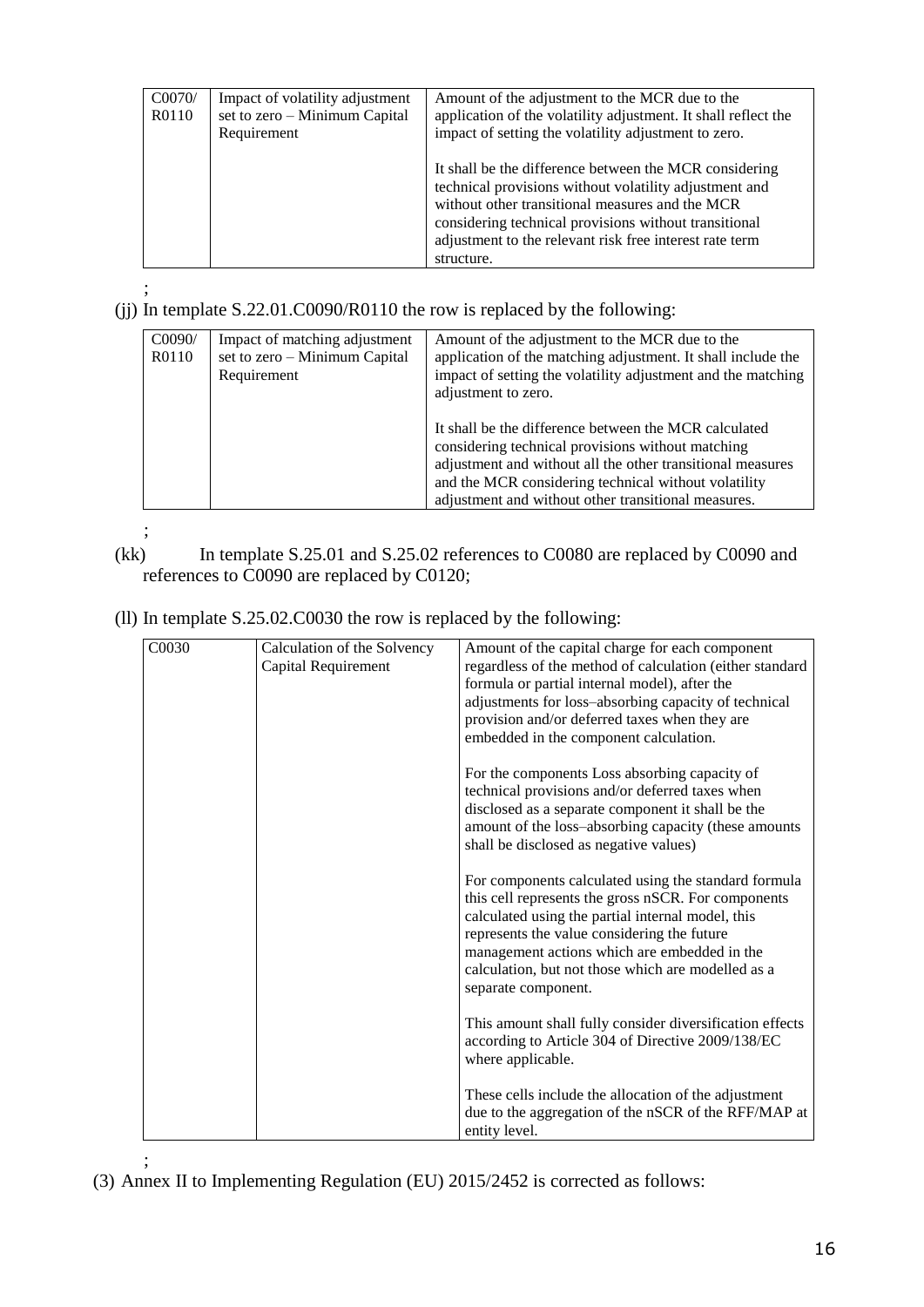| C0070/ R0110 | Impact of volatility adjustment set to zero – Minimum Capital Requirement | Amount of the adjustment to the MCR due to the application of the volatility adjustment. It shall reflect the impact of setting the volatility adjustment to zero.<br><br>It shall be the difference between the MCR considering technical provisions without volatility adjustment and without other transitional measures and the MCR considering technical provisions without transitional adjustment to the relevant risk free interest rate term structure. |
|---|---|---|

;

(jj) In template S.22.01.C0090/R0110 the row is replaced by the following:

| C0090/ R0110 | Impact of matching adjustment set to zero – Minimum Capital Requirement | Amount of the adjustment to the MCR due to the application of the matching adjustment. It shall include the impact of setting the volatility adjustment and the matching adjustment to zero.<br><br>It shall be the difference between the MCR calculated considering technical provisions without matching adjustment and without all the other transitional measures and the MCR considering technical without volatility adjustment and without other transitional measures. |
|---|---|---|

;

(kk) In template S.25.01 and S.25.02 references to C0080 are replaced by C0090 and references to C0090 are replaced by C0120;

(ll) In template S.25.02.C0030 the row is replaced by the following:

| C0030 | Calculation of the Solvency Capital Requirement | Amount of the capital charge for each component regardless of the method of calculation (either standard formula or partial internal model), after the adjustments for loss–absorbing capacity of technical provision and/or deferred taxes when they are embedded in the component calculation.<br><br>For the components Loss absorbing capacity of technical provisions and/or deferred taxes when disclosed as a separate component it shall be the amount of the loss–absorbing capacity (these amounts shall be disclosed as negative values)<br><br>For components calculated using the standard formula this cell represents the gross nSCR. For components calculated using the partial internal model, this represents the value considering the future management actions which are embedded in the calculation, but not those which are modelled as a separate component.<br><br>This amount shall fully consider diversification effects according to Article 304 of Directive 2009/138/EC where applicable.<br><br>These cells include the allocation of the adjustment due to the aggregation of the nSCR of the RFF/MAP at entity level. |
|---|---|---|

;

(3) Annex II to Implementing Regulation (EU) 2015/2452 is corrected as follows: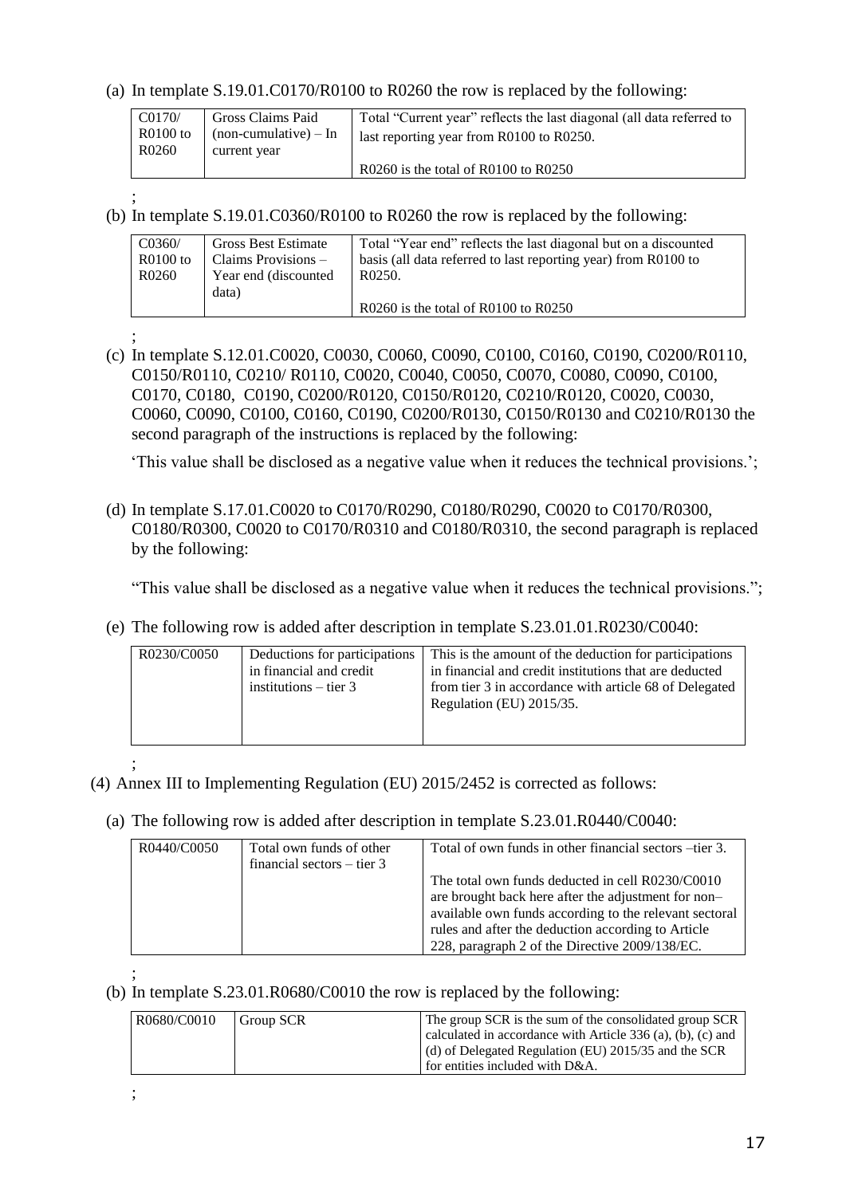(a) In template S.19.01.C0170/R0100 to R0260 the row is replaced by the following:

| C0170/ R0100 to R0260 | Gross Claims Paid (non-cumulative) – In current year | Total "Current year" reflects the last diagonal (all data referred to last reporting year from R0100 to R0250. R0260 is the total of R0100 to R0250 |
|---|---|---|

;

(b) In template S.19.01.C0360/R0100 to R0260 the row is replaced by the following:

| C0360/ R0100 to R0260 | Gross Best Estimate Claims Provisions – Year end (discounted data) | Total "Year end" reflects the last diagonal but on a discounted basis (all data referred to last reporting year) from R0100 to R0250. R0260 is the total of R0100 to R0250 |
|---|---|---|

;

(c) In template S.12.01.C0020, C0030, C0060, C0090, C0100, C0160, C0190, C0200/R0110, C0150/R0110, C0210/ R0110, C0020, C0040, C0050, C0070, C0080, C0090, C0100, C0170, C0180, C0190, C0200/R0120, C0150/R0120, C0210/R0120, C0020, C0030, C0060, C0090, C0100, C0160, C0190, C0200/R0130, C0150/R0130 and C0210/R0130 the second paragraph of the instructions is replaced by the following:

'This value shall be disclosed as a negative value when it reduces the technical provisions.';

(d) In template S.17.01.C0020 to C0170/R0290, C0180/R0290, C0020 to C0170/R0300, C0180/R0300, C0020 to C0170/R0310 and C0180/R0310, the second paragraph is replaced by the following:

"This value shall be disclosed as a negative value when it reduces the technical provisions.";

(e) The following row is added after description in template S.23.01.01.R0230/C0040:

| R0230/C0050 | Deductions for participations in financial and credit institutions – tier 3 | This is the amount of the deduction for participations in financial and credit institutions that are deducted from tier 3 in accordance with article 68 of Delegated Regulation (EU) 2015/35. |
|---|---|---|

;

(4) Annex III to Implementing Regulation (EU) 2015/2452 is corrected as follows:

(a) The following row is added after description in template S.23.01.R0440/C0040:

| R0440/C0050 | Total own funds of other financial sectors – tier 3 | Total of own funds in other financial sectors –tier 3. The total own funds deducted in cell R0230/C0010 are brought back here after the adjustment for non–available own funds according to the relevant sectoral rules and after the deduction according to Article 228, paragraph 2 of the Directive 2009/138/EC. |
|---|---|---|

;

(b) In template S.23.01.R0680/C0010 the row is replaced by the following:

| R0680/C0010 | Group SCR | The group SCR is the sum of the consolidated group SCR calculated in accordance with Article 336 (a), (b), (c) and (d) of Delegated Regulation (EU) 2015/35 and the SCR for entities included with D&A. |
|---|---|---|

;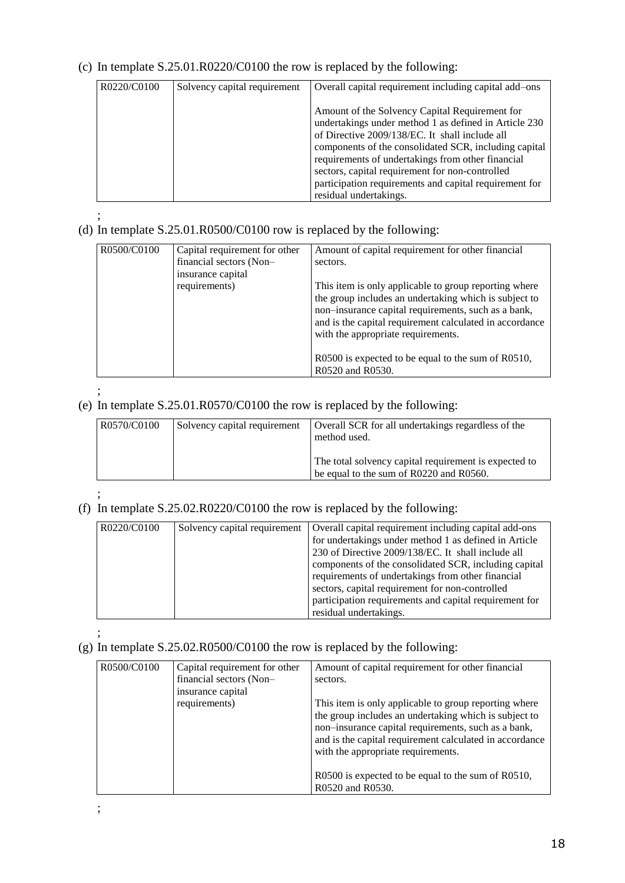(c) In template S.25.01.R0220/C0100 the row is replaced by the following:

| R0220/C0100 | Solvency capital requirement | Overall capital requirement including capital add–ons<br><br>Amount of the Solvency Capital Requirement for undertakings under method 1 as defined in Article 230 of Directive 2009/138/EC. It shall include all components of the consolidated SCR, including capital requirements of undertakings from other financial sectors, capital requirement for non-controlled participation requirements and capital requirement for residual undertakings. |
|---|---|---|

;

(d) In template S.25.01.R0500/C0100 row is replaced by the following:

| R0500/C0100 | Capital requirement for other financial sectors (Non–insurance capital requirements) | Amount of capital requirement for other financial sectors.<br><br>This item is only applicable to group reporting where the group includes an undertaking which is subject to non–insurance capital requirements, such as a bank, and is the capital requirement calculated in accordance with the appropriate requirements.<br><br>R0500 is expected to be equal to the sum of R0510, R0520 and R0530. |
|---|---|---|

;

(e) In template S.25.01.R0570/C0100 the row is replaced by the following:

| R0570/C0100 | Solvency capital requirement | Overall SCR for all undertakings regardless of the method used.<br><br>The total solvency capital requirement is expected to be equal to the sum of R0220 and R0560. |
|---|---|---|

;

(f) In template S.25.02.R0220/C0100 the row is replaced by the following:

| R0220/C0100 | Solvency capital requirement | Overall capital requirement including capital add-ons for undertakings under method 1 as defined in Article 230 of Directive 2009/138/EC. It shall include all components of the consolidated SCR, including capital requirements of undertakings from other financial sectors, capital requirement for non-controlled participation requirements and capital requirement for residual undertakings. |
|---|---|---|

;

(g) In template S.25.02.R0500/C0100 the row is replaced by the following:

| R0500/C0100 | Capital requirement for other financial sectors (Non–insurance capital requirements) | Amount of capital requirement for other financial sectors.<br><br>This item is only applicable to group reporting where the group includes an undertaking which is subject to non–insurance capital requirements, such as a bank, and is the capital requirement calculated in accordance with the appropriate requirements.<br><br>R0500 is expected to be equal to the sum of R0510, R0520 and R0530. |
|---|---|---|

;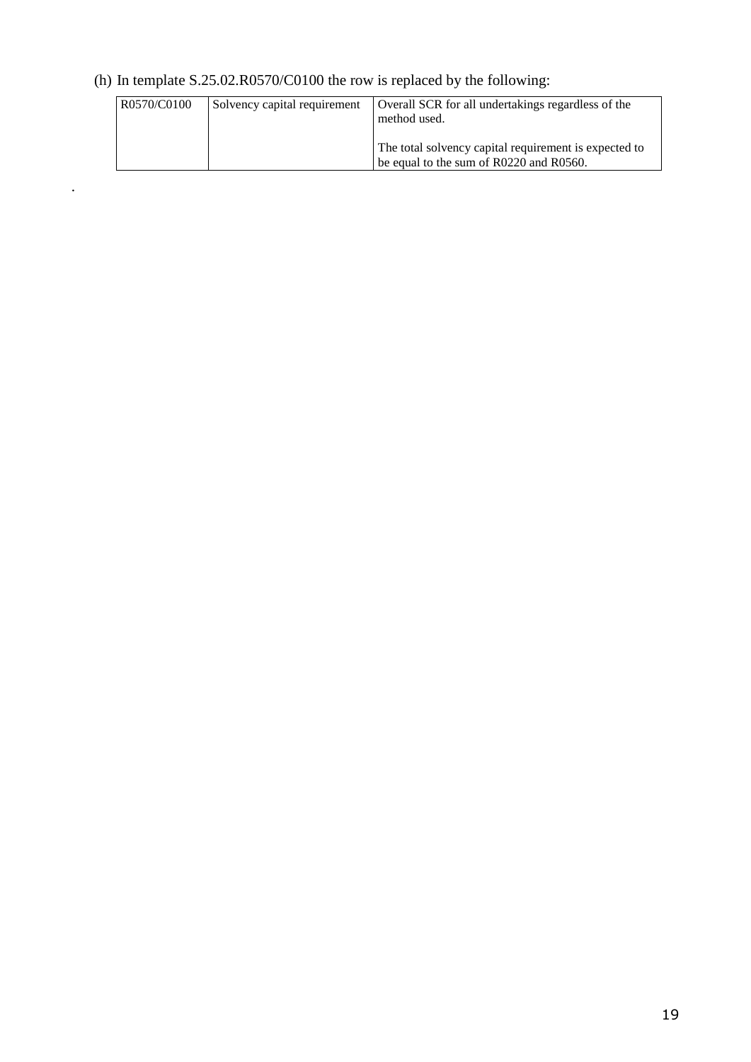(h) In template S.25.02.R0570/C0100 the row is replaced by the following:

| | | |
|---|---|---|
| R0570/C0100 | Solvency capital requirement | Overall SCR for all undertakings regardless of the method used.<br><br>The total solvency capital requirement is expected to be equal to the sum of R0220 and R0560. |

.